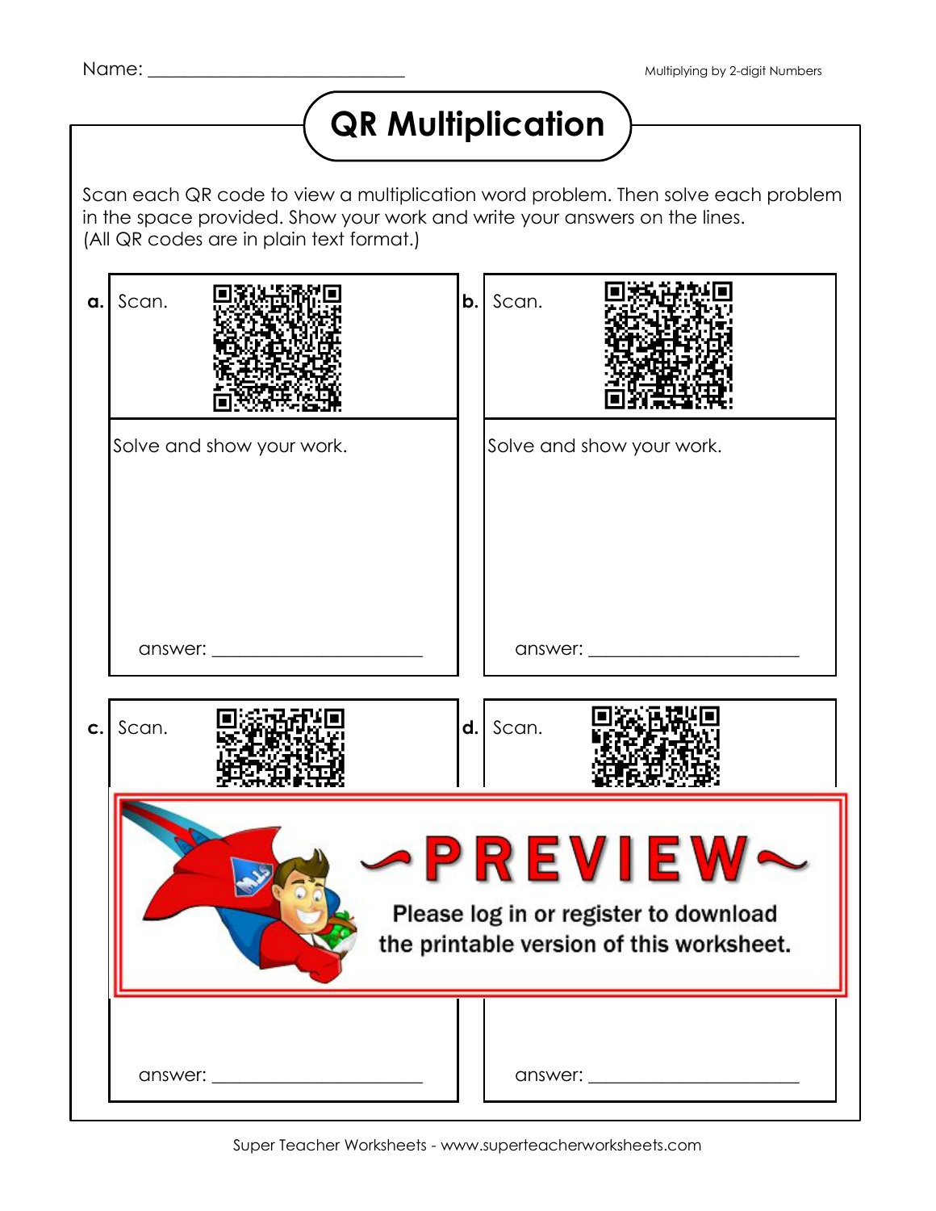Name: ____________________________

Multiplying by 2-digit Numbers

# QR Multiplication

Scan each QR code to view a multiplication word problem. Then solve each problem in the space provided. Show your work and write your answers on the lines.
(All QR codes are in plain text format.)

**a.** Scan.

Solve and show your work.

answer: ______________________

**b.** Scan.

Solve and show your work.

answer: ______________________

**c.** Scan.

answer: ______________________

**d.** Scan.

answer: ______________________

~PREVIEW~

Please log in or register to download the printable version of this worksheet.

Super Teacher Worksheets - www.superteacherworksheets.com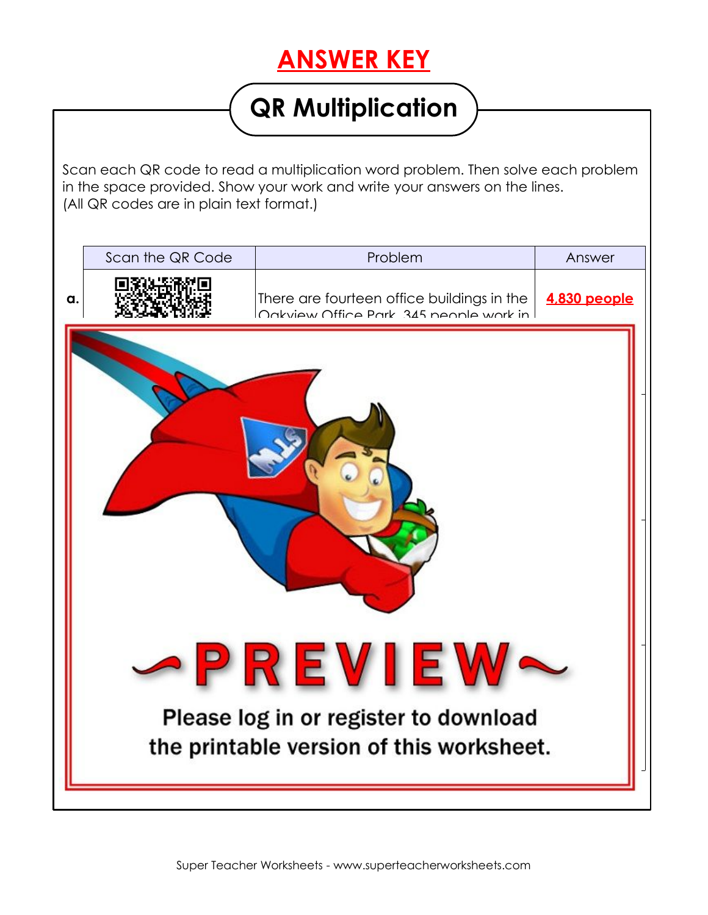# ANSWER KEY

## QR Multiplication

Scan each QR code to read a multiplication word problem. Then solve each problem in the space provided. Show your work and write your answers on the lines.
(All QR codes are in plain text format.)

| | Scan the QR Code | Problem | Answer |
|---|---|---|---|
| a. | | There are fourteen office buildings in the Oakview Office Park. 345 people work in | 4,830 people |

~PREVIEW~

Please log in or register to download the printable version of this worksheet.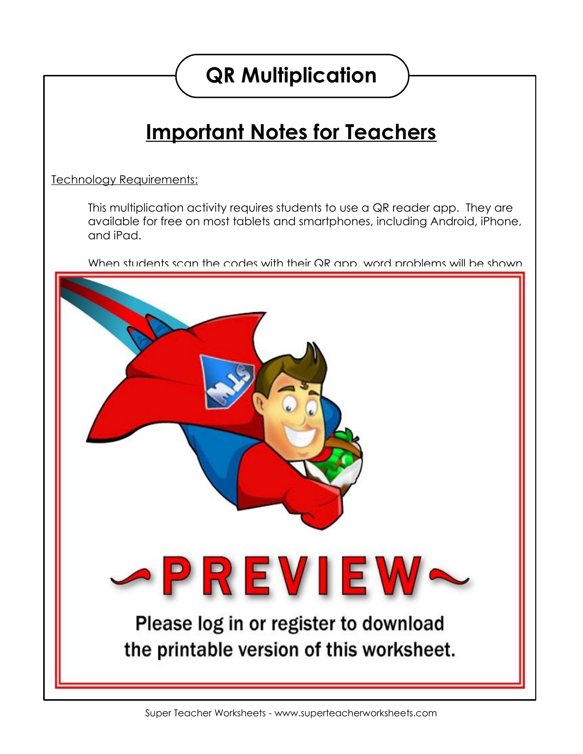# QR Multiplication

## Important Notes for Teachers

Technology Requirements:

This multiplication activity requires students to use a QR reader app. They are available for free on most tablets and smartphones, including Android, iPhone, and iPad.

When students scan the codes with their QR app, word problems will be shown.

~PREVIEW~

Please log in or register to download the printable version of this worksheet.